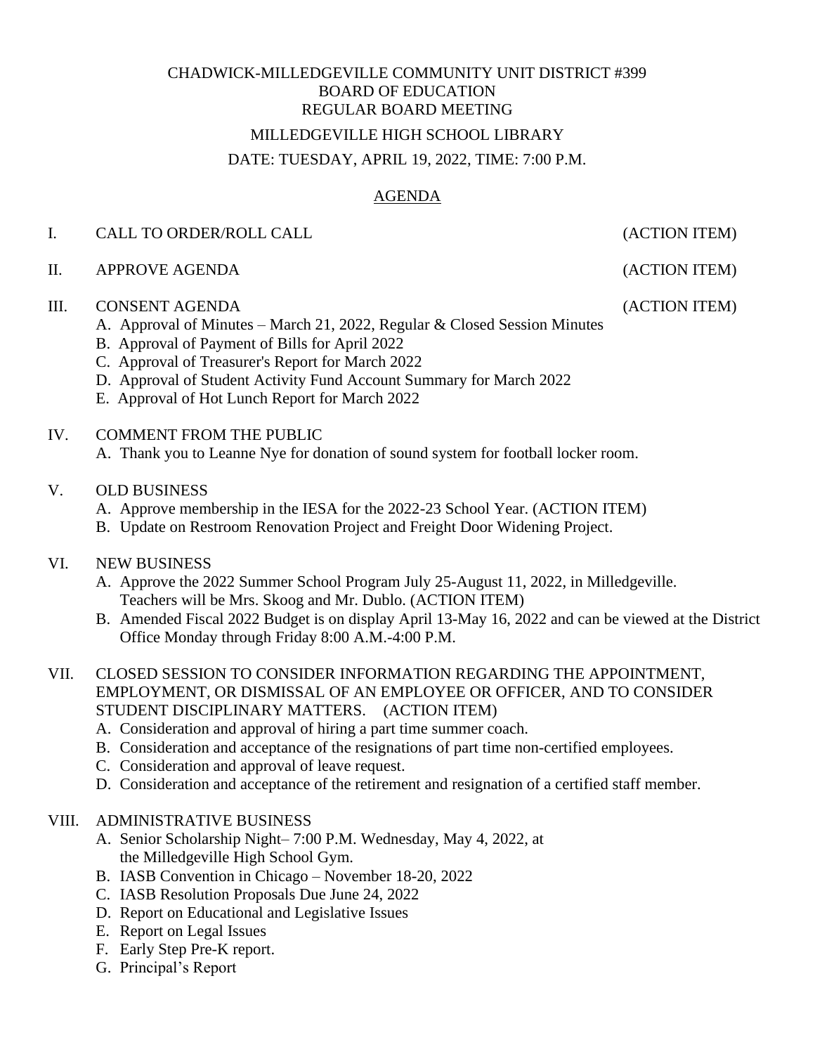CHADWICK-MILLEDGEVILLE COMMUNITY UNIT DISTRICT #399
BOARD OF EDUCATION
REGULAR BOARD MEETING

MILLEDGEVILLE HIGH SCHOOL LIBRARY

DATE: TUESDAY, APRIL 19, 2022, TIME: 7:00 P.M.

## AGENDA

I. CALL TO ORDER/ROLL CALL (ACTION ITEM)

II. APPROVE AGENDA (ACTION ITEM)

III. CONSENT AGENDA (ACTION ITEM)
- A. Approval of Minutes – March 21, 2022, Regular & Closed Session Minutes
- B. Approval of Payment of Bills for April 2022
- C. Approval of Treasurer's Report for March 2022
- D. Approval of Student Activity Fund Account Summary for March 2022
- E. Approval of Hot Lunch Report for March 2022

IV. COMMENT FROM THE PUBLIC
- A. Thank you to Leanne Nye for donation of sound system for football locker room.

V. OLD BUSINESS
- A. Approve membership in the IESA for the 2022-23 School Year. (ACTION ITEM)
- B. Update on Restroom Renovation Project and Freight Door Widening Project.

VI. NEW BUSINESS
- A. Approve the 2022 Summer School Program July 25-August 11, 2022, in Milledgeville. Teachers will be Mrs. Skoog and Mr. Dublo. (ACTION ITEM)
- B. Amended Fiscal 2022 Budget is on display April 13-May 16, 2022 and can be viewed at the District Office Monday through Friday 8:00 A.M.-4:00 P.M.

VII. CLOSED SESSION TO CONSIDER INFORMATION REGARDING THE APPOINTMENT, EMPLOYMENT, OR DISMISSAL OF AN EMPLOYEE OR OFFICER, AND TO CONSIDER STUDENT DISCIPLINARY MATTERS. (ACTION ITEM)
- A. Consideration and approval of hiring a part time summer coach.
- B. Consideration and acceptance of the resignations of part time non-certified employees.
- C. Consideration and approval of leave request.
- D. Consideration and acceptance of the retirement and resignation of a certified staff member.

VIII. ADMINISTRATIVE BUSINESS
- A. Senior Scholarship Night– 7:00 P.M. Wednesday, May 4, 2022, at the Milledgeville High School Gym.
- B. IASB Convention in Chicago – November 18-20, 2022
- C. IASB Resolution Proposals Due June 24, 2022
- D. Report on Educational and Legislative Issues
- E. Report on Legal Issues
- F. Early Step Pre-K report.
- G. Principal's Report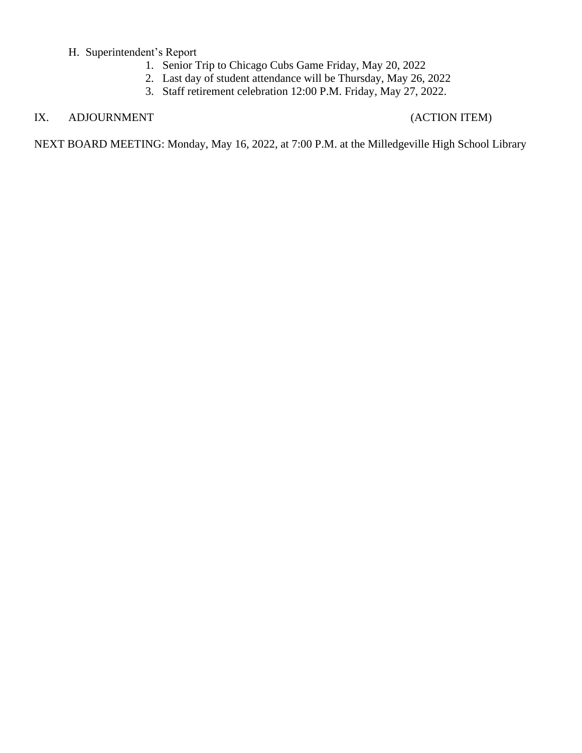H. Superintendent's Report

1. Senior Trip to Chicago Cubs Game Friday, May 20, 2022
2. Last day of student attendance will be Thursday, May 26, 2022
3. Staff retirement celebration 12:00 P.M. Friday, May 27, 2022.

IX. ADJOURNMENT (ACTION ITEM)

NEXT BOARD MEETING: Monday, May 16, 2022, at 7:00 P.M. at the Milledgeville High School Library